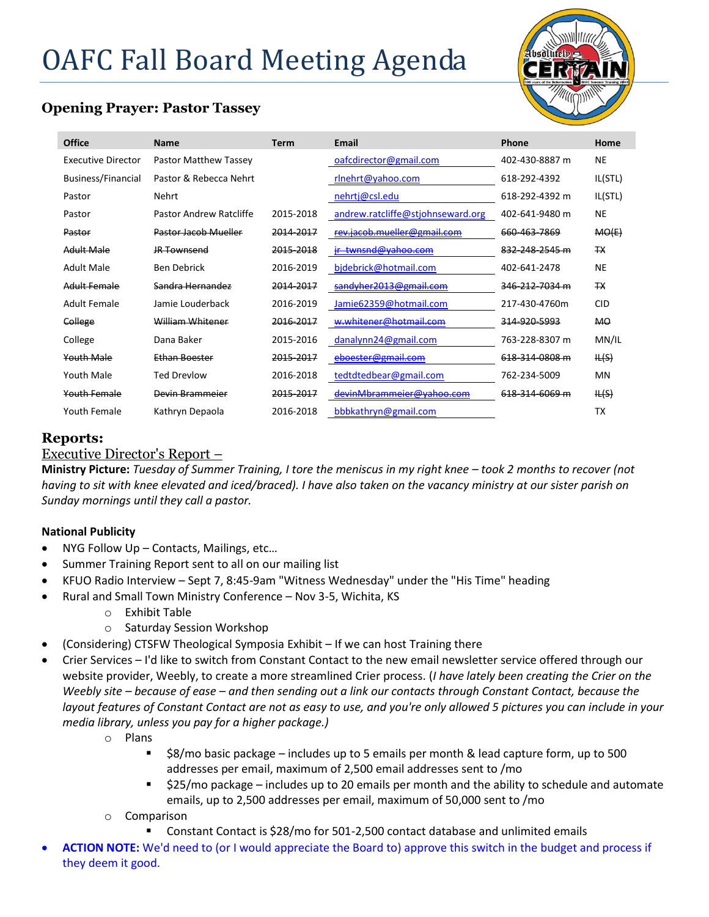# OAFC Fall Board Meeting Agenda

### Opening Prayer: Pastor Tassey

| Office | Name | Term | Email | Phone | Home |
|---|---|---|---|---|---|
| Executive Director | Pastor Matthew Tassey | | oafcdirector@gmail.com | 402-430-8887 m | NE |
| Business/Financial | Pastor & Rebecca Nehrt | | rlnehrt@yahoo.com | 618-292-4392 | IL(STL) |
| Pastor | Nehrt | | nehrtj@csl.edu | 618-292-4392 m | IL(STL) |
| Pastor | Pastor Andrew Ratcliffe | 2015-2018 | andrew.ratcliffe@stjohnseward.org | 402-641-9480 m | NE |
| ~~Pastor~~ | ~~Pastor Jacob Mueller~~ | ~~2014-2017~~ | ~~rev.jacob.mueller@gmail.com~~ | ~~660-463-7869~~ | ~~MO(E)~~ |
| ~~Adult Male~~ | ~~JR Townsend~~ | ~~2015-2018~~ | ~~jr_twnsnd@yahoo.com~~ | ~~832-248-2545 m~~ | ~~TX~~ |
| Adult Male | Ben Debrick | 2016-2019 | bjdebrick@hotmail.com | 402-641-2478 | NE |
| ~~Adult Female~~ | ~~Sandra Hernandez~~ | ~~2014-2017~~ | ~~sandyher2013@gmail.com~~ | ~~346-212-7034 m~~ | ~~TX~~ |
| Adult Female | Jamie Louderback | 2016-2019 | Jamie62359@hotmail.com | 217-430-4760m | CID |
| ~~College~~ | ~~William Whitener~~ | ~~2016-2017~~ | ~~w.whitener@hotmail.com~~ | ~~314-920-5993~~ | ~~MO~~ |
| College | Dana Baker | 2015-2016 | danalynn24@gmail.com | 763-228-8307 m | MN/IL |
| ~~Youth Male~~ | ~~Ethan Boester~~ | ~~2015-2017~~ | ~~eboester@gmail.com~~ | ~~618-314-0808 m~~ | ~~IL(S)~~ |
| Youth Male | Ted Drevlow | 2016-2018 | tedtdtedbear@gmail.com | 762-234-5009 | MN |
| ~~Youth Female~~ | ~~Devin Brammeier~~ | ~~2015-2017~~ | ~~devinMbrammeier@yahoo.com~~ | ~~618-314-6069 m~~ | ~~IL(S)~~ |
| Youth Female | Kathryn Depaola | 2016-2018 | bbbkathryn@gmail.com | | TX |

## Reports:

### Executive Director's Report –

**Ministry Picture:** *Tuesday of Summer Training, I tore the meniscus in my right knee – took 2 months to recover (not having to sit with knee elevated and iced/braced). I have also taken on the vacancy ministry at our sister parish on Sunday mornings until they call a pastor.*

**National Publicity**

- NYG Follow Up – Contacts, Mailings, etc…
- Summer Training Report sent to all on our mailing list
- KFUO Radio Interview – Sept 7, 8:45-9am "Witness Wednesday" under the "His Time" heading
- Rural and Small Town Ministry Conference – Nov 3-5, Wichita, KS
  - Exhibit Table
  - Saturday Session Workshop
- (Considering) CTSFW Theological Symposia Exhibit – If we can host Training there
- Crier Services – I'd like to switch from Constant Contact to the new email newsletter service offered through our website provider, Weebly, to create a more streamlined Crier process. (*I have lately been creating the Crier on the Weebly site – because of ease – and then sending out a link our contacts through Constant Contact, because the layout features of Constant Contact are not as easy to use, and you're only allowed 5 pictures you can include in your media library, unless you pay for a higher package.)*
  - Plans
    - $8/mo basic package – includes up to 5 emails per month & lead capture form, up to 500 addresses per email, maximum of 2,500 email addresses sent to /mo
    - $25/mo package – includes up to 20 emails per month and the ability to schedule and automate emails, up to 2,500 addresses per email, maximum of 50,000 sent to /mo
  - Comparison
    - Constant Contact is $28/mo for 501-2,500 contact database and unlimited emails
- **ACTION NOTE:** We'd need to (or I would appreciate the Board to) approve this switch in the budget and process if they deem it good.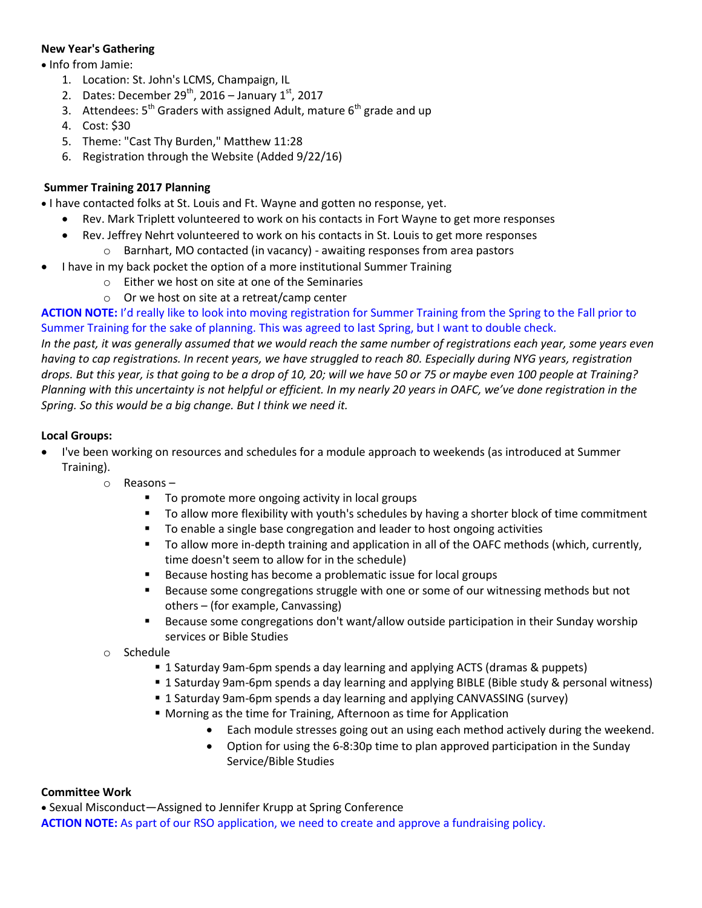**New Year's Gathering**

- Info from Jamie:
    1. Location: St. John's LCMS, Champaign, IL
    2. Dates: December 29th, 2016 – January 1st, 2017
    3. Attendees: 5th Graders with assigned Adult, mature 6th grade and up
    4. Cost: $30
    5. Theme: "Cast Thy Burden," Matthew 11:28
    6. Registration through the Website (Added 9/22/16)

**Summer Training 2017 Planning**

- I have contacted folks at St. Louis and Ft. Wayne and gotten no response, yet.
    - Rev. Mark Triplett volunteered to work on his contacts in Fort Wayne to get more responses
    - Rev. Jeffrey Nehrt volunteered to work on his contacts in St. Louis to get more responses
        - Barnhart, MO contacted (in vacancy) - awaiting responses from area pastors
- I have in my back pocket the option of a more institutional Summer Training
    - Either we host on site at one of the Seminaries
    - Or we host on site at a retreat/camp center

**ACTION NOTE:** I'd really like to look into moving registration for Summer Training from the Spring to the Fall prior to Summer Training for the sake of planning. This was agreed to last Spring, but I want to double check.

*In the past, it was generally assumed that we would reach the same number of registrations each year, some years even having to cap registrations. In recent years, we have struggled to reach 80. Especially during NYG years, registration drops. But this year, is that going to be a drop of 10, 20; will we have 50 or 75 or maybe even 100 people at Training? Planning with this uncertainty is not helpful or efficient. In my nearly 20 years in OAFC, we've done registration in the Spring. So this would be a big change. But I think we need it.*

**Local Groups:**

- I've been working on resources and schedules for a module approach to weekends (as introduced at Summer Training).
    - Reasons –
        - To promote more ongoing activity in local groups
        - To allow more flexibility with youth's schedules by having a shorter block of time commitment
        - To enable a single base congregation and leader to host ongoing activities
        - To allow more in-depth training and application in all of the OAFC methods (which, currently, time doesn't seem to allow for in the schedule)
        - Because hosting has become a problematic issue for local groups
        - Because some congregations struggle with one or some of our witnessing methods but not others – (for example, Canvassing)
        - Because some congregations don't want/allow outside participation in their Sunday worship services or Bible Studies
    - Schedule
        - 1 Saturday 9am-6pm spends a day learning and applying ACTS (dramas & puppets)
        - 1 Saturday 9am-6pm spends a day learning and applying BIBLE (Bible study & personal witness)
        - 1 Saturday 9am-6pm spends a day learning and applying CANVASSING (survey)
        - Morning as the time for Training, Afternoon as time for Application
            - Each module stresses going out an using each method actively during the weekend.
            - Option for using the 6-8:30p time to plan approved participation in the Sunday Service/Bible Studies

**Committee Work**

- Sexual Misconduct—Assigned to Jennifer Krupp at Spring Conference

**ACTION NOTE:** As part of our RSO application, we need to create and approve a fundraising policy.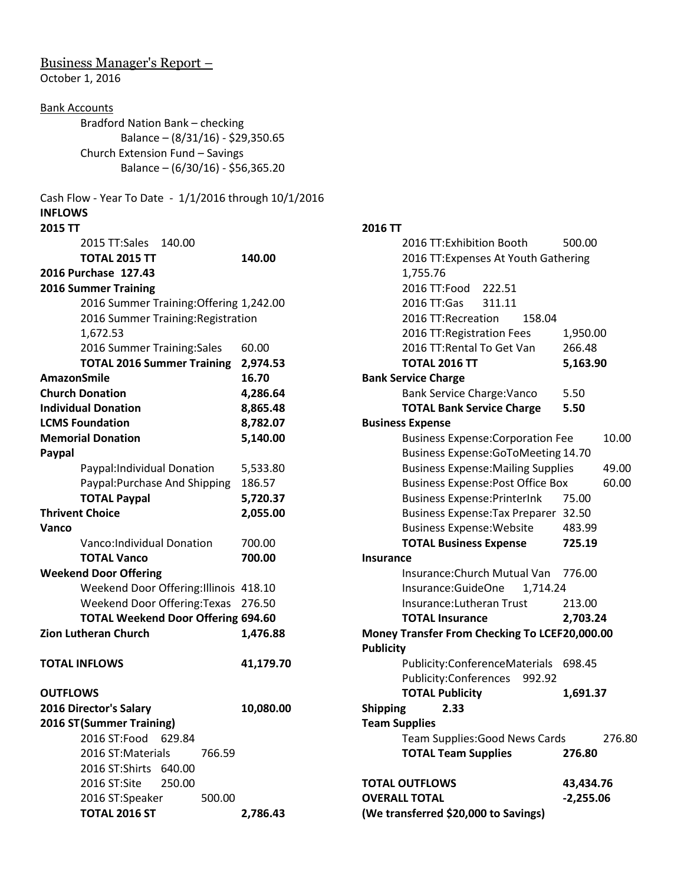Business Manager's Report –

October 1, 2016

Bank Accounts

Bradford Nation Bank – checking

Balance – (8/31/16) - $29,350.65

Church Extension Fund – Savings

Balance – (6/30/16) - $56,365.20

Cash Flow - Year To Date - 1/1/2016 through 10/1/2016

**INFLOWS**

| | |
|---|---|
| **2015 TT** | |
| 2015 TT:Sales 140.00 | |
| **TOTAL 2015 TT** | **140.00** |
| **2016 Purchase 127.43** | |
| **2016 Summer Training** | |
| 2016 Summer Training:Offering 1,242.00 | |
| 2016 Summer Training:Registration 1,672.53 | |
| 2016 Summer Training:Sales | 60.00 |
| **TOTAL 2016 Summer Training** | **2,974.53** |
| **AmazonSmile** | **16.70** |
| **Church Donation** | **4,286.64** |
| **Individual Donation** | **8,865.48** |
| **LCMS Foundation** | **8,782.07** |
| **Memorial Donation** | **5,140.00** |
| **Paypal** | |
| Paypal:Individual Donation | 5,533.80 |
| Paypal:Purchase And Shipping | 186.57 |
| **TOTAL Paypal** | **5,720.37** |
| **Thrivent Choice** | **2,055.00** |
| **Vanco** | |
| Vanco:Individual Donation | 700.00 |
| **TOTAL Vanco** | **700.00** |
| **Weekend Door Offering** | |
| Weekend Door Offering:Illinois 418.10 | |
| Weekend Door Offering:Texas 276.50 | |
| **TOTAL Weekend Door Offering 694.60** | |
| **Zion Lutheran Church** | **1,476.88** |
| **TOTAL INFLOWS** | **41,179.70** |

**OUTFLOWS**

| | | |
|---|---|---|
| **2016 Director's Salary** | | **10,080.00** |
| **2016 ST(Summer Training)** | | |
| 2016 ST:Food 629.84 | | |
| 2016 ST:Materials | 766.59 | |
| 2016 ST:Shirts 640.00 | | |
| 2016 ST:Site 250.00 | | |
| 2016 ST:Speaker | 500.00 | |
| **TOTAL 2016 ST** | | **2,786.43** |
| **2016 TT** | | |
| 2016 TT:Exhibition Booth | 500.00 | |
| 2016 TT:Expenses At Youth Gathering 1,755.76 | | |
| 2016 TT:Food 222.51 | | |
| 2016 TT:Gas 311.11 | | |
| 2016 TT:Recreation 158.04 | | |
| 2016 TT:Registration Fees | 1,950.00 | |
| 2016 TT:Rental To Get Van | 266.48 | |
| **TOTAL 2016 TT** | **5,163.90** | |
| **Bank Service Charge** | | |
| Bank Service Charge:Vanco | 5.50 | |
| **TOTAL Bank Service Charge** | **5.50** | |
| **Business Expense** | | |
| Business Expense:Corporation Fee | | 10.00 |
| Business Expense:GoToMeeting 14.70 | | |
| Business Expense:Mailing Supplies | | 49.00 |
| Business Expense:Post Office Box | | 60.00 |
| Business Expense:PrinterInk | 75.00 | |
| Business Expense:Tax Preparer 32.50 | | |
| Business Expense:Website | 483.99 | |
| **TOTAL Business Expense** | **725.19** | |
| **Insurance** | | |
| Insurance:Church Mutual Van | 776.00 | |
| Insurance:GuideOne 1,714.24 | | |
| Insurance:Lutheran Trust | 213.00 | |
| **TOTAL Insurance** | **2,703.24** | |
| **Money Transfer From Checking To LCEF 20,000.00** | | |
| **Publicity** | | |
| Publicity:ConferenceMaterials 698.45 | | |
| Publicity:Conferences 992.92 | | |
| **TOTAL Publicity** | **1,691.37** | |
| **Shipping 2.33** | | |
| **Team Supplies** | | |
| Team Supplies:Good News Cards | | 276.80 |
| **TOTAL Team Supplies** | **276.80** | |
| **TOTAL OUTFLOWS** | **43,434.76** | |
| **OVERALL TOTAL** | **-2,255.06** | |

**(We transferred $20,000 to Savings)**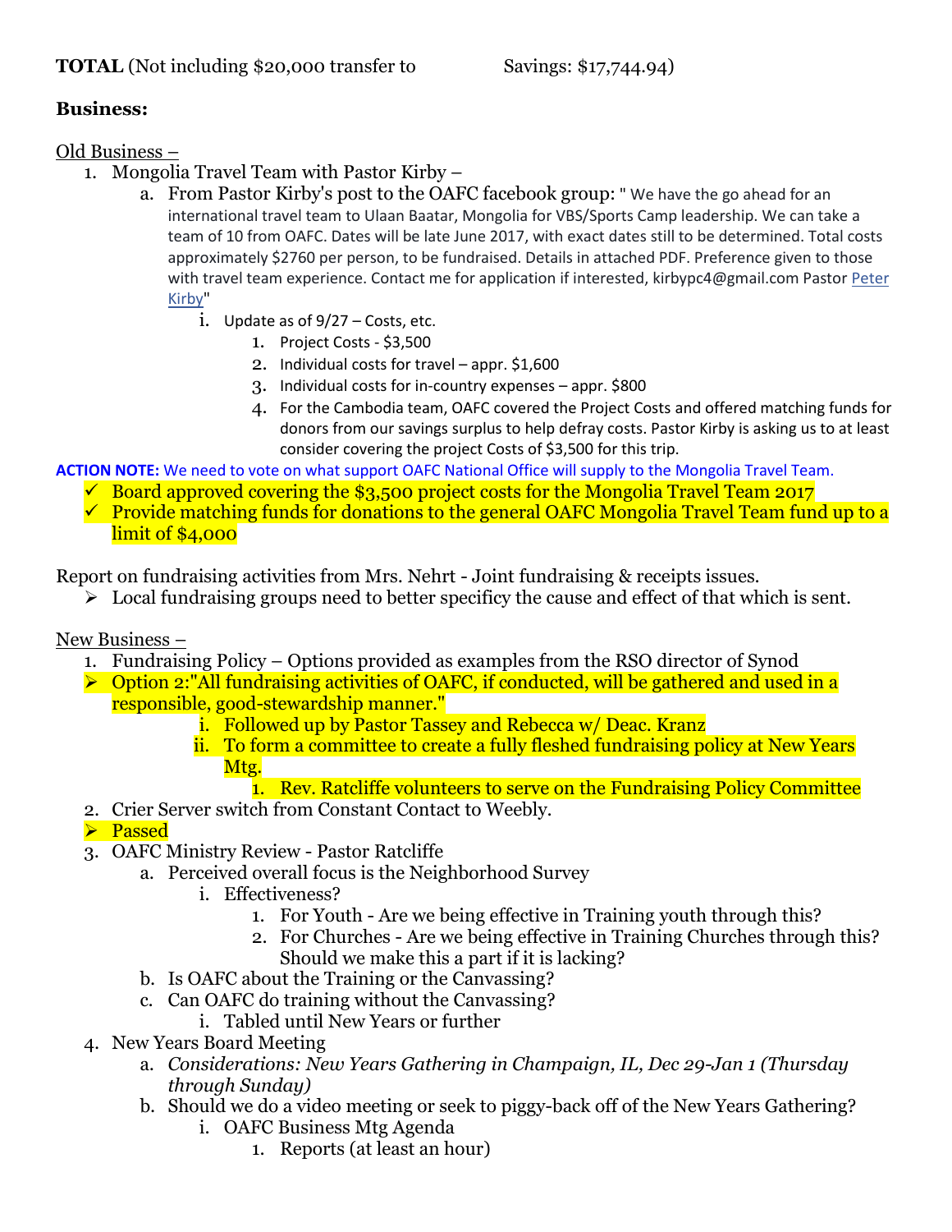**TOTAL** (Not including $20,000 transfer to Savings: $17,744.94)

**Business:**

Old Business –

1. Mongolia Travel Team with Pastor Kirby –
   a. From Pastor Kirby's post to the OAFC facebook group: " We have the go ahead for an international travel team to Ulaan Baatar, Mongolia for VBS/Sports Camp leadership. We can take a team of 10 from OAFC. Dates will be late June 2017, with exact dates still to be determined. Total costs approximately $2760 per person, to be fundraised. Details in attached PDF. Preference given to those with travel team experience. Contact me for application if interested, kirbypc4@gmail.com Pastor Peter Kirby"
      i. Update as of 9/27 – Costs, etc.
         1. Project Costs - $3,500
         2. Individual costs for travel – appr. $1,600
         3. Individual costs for in-country expenses – appr. $800
         4. For the Cambodia team, OAFC covered the Project Costs and offered matching funds for donors from our savings surplus to help defray costs. Pastor Kirby is asking us to at least consider covering the project Costs of $3,500 for this trip.

**ACTION NOTE:** We need to vote on what support OAFC National Office will supply to the Mongolia Travel Team.

- ✓ Board approved covering the $3,500 project costs for the Mongolia Travel Team 2017
- ✓ Provide matching funds for donations to the general OAFC Mongolia Travel Team fund up to a limit of $4,000

Report on fundraising activities from Mrs. Nehrt - Joint fundraising & receipts issues.

- ➢ Local fundraising groups need to better specificy the cause and effect of that which is sent.

New Business –

1. Fundraising Policy – Options provided as examples from the RSO director of Synod
   - ➢ Option 2:"All fundraising activities of OAFC, if conducted, will be gathered and used in a responsible, good-stewardship manner."
      i. Followed up by Pastor Tassey and Rebecca w/ Deac. Kranz
      ii. To form a committee to create a fully fleshed fundraising policy at New Years Mtg.
         1. Rev. Ratcliffe volunteers to serve on the Fundraising Policy Committee
2. Crier Server switch from Constant Contact to Weebly.
   - ➢ Passed
3. OAFC Ministry Review - Pastor Ratcliffe
   a. Perceived overall focus is the Neighborhood Survey
      i. Effectiveness?
         1. For Youth - Are we being effective in Training youth through this?
         2. For Churches - Are we being effective in Training Churches through this? Should we make this a part if it is lacking?
   b. Is OAFC about the Training or the Canvassing?
   c. Can OAFC do training without the Canvassing?
      i. Tabled until New Years or further
4. New Years Board Meeting
   a. *Considerations: New Years Gathering in Champaign, IL, Dec 29-Jan 1 (Thursday through Sunday)*
   b. Should we do a video meeting or seek to piggy-back off of the New Years Gathering?
      i. OAFC Business Mtg Agenda
         1. Reports (at least an hour)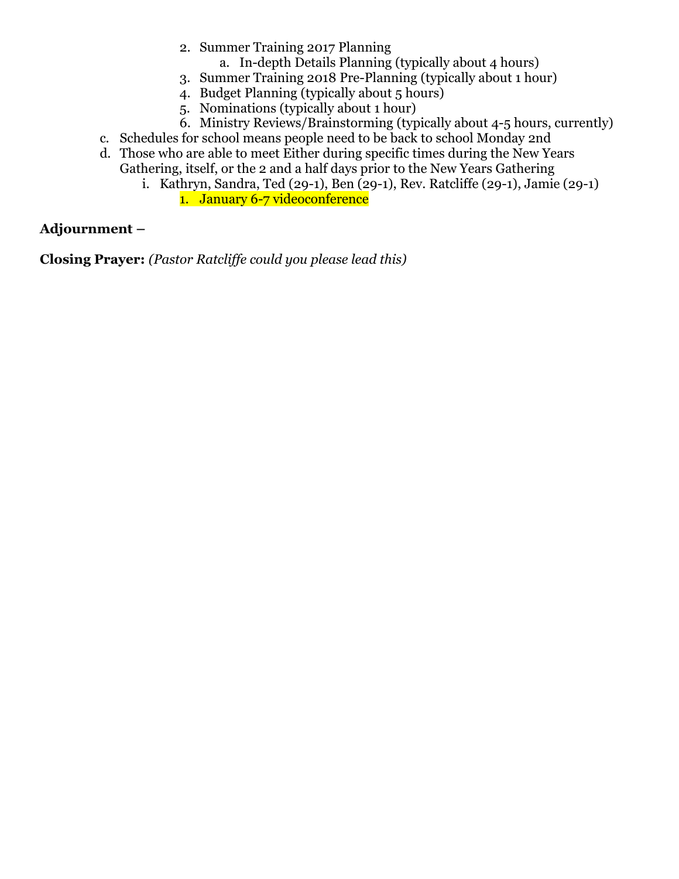2. Summer Training 2017 Planning
    a. In-depth Details Planning (typically about 4 hours)
3. Summer Training 2018 Pre-Planning (typically about 1 hour)
4. Budget Planning (typically about 5 hours)
5. Nominations (typically about 1 hour)
6. Ministry Reviews/Brainstorming (typically about 4-5 hours, currently)

c. Schedules for school means people need to be back to school Monday 2nd

d. Those who are able to meet Either during specific times during the New Years Gathering, itself, or the 2 and a half days prior to the New Years Gathering
    i. Kathryn, Sandra, Ted (29-1), Ben (29-1), Rev. Ratcliffe (29-1), Jamie (29-1)
        1. January 6-7 videoconference

**Adjournment –**

**Closing Prayer:** *(Pastor Ratcliffe could you please lead this)*